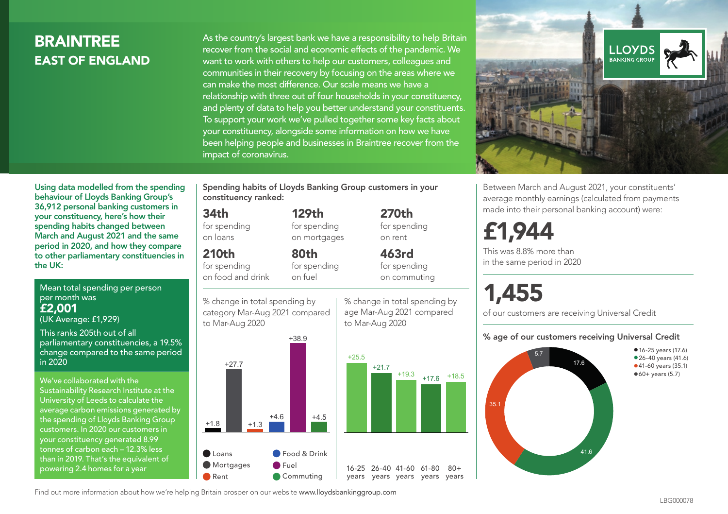# BRAINTREE
## EAST OF ENGLAND

As the country's largest bank we have a responsibility to help Britain recover from the social and economic effects of the pandemic. We want to work with others to help our customers, colleagues and communities in their recovery by focusing on the areas where we can make the most difference. Our scale means we have a relationship with three out of four households in your constituency, and plenty of data to help you better understand your constituents. To support your work we've pulled together some key facts about your constituency, alongside some information on how we have been helping people and businesses in Braintree recover from the impact of coronavirus.

**Using data modelled from the spending behaviour of Lloyds Banking Group's 36,912 personal banking customers in your constituency, here's how their spending habits changed between March and August 2021 and the same period in 2020, and how they compare to other parliamentary constituencies in the UK:**

Mean total spending per person per month was
**£2,001**
(UK Average: £1,929)

This ranks 205th out of all parliamentary constituencies, a 19.5% change compared to the same period in 2020

We've collaborated with the Sustainability Research Institute at the University of Leeds to calculate the average carbon emissions generated by the spending of Lloyds Banking Group customers. In 2020 our customers in your constituency generated 8.99 tonnes of carbon each – 12.3% less than in 2019. That's the equivalent of powering 2.4 homes for a year

**Spending habits of Lloyds Banking Group customers in your constituency ranked:**

**34th** for spending on loans

**129th** for spending on mortgages

**270th** for spending on rent

**210th** for spending on food and drink

**80th** for spending on fuel

**463rd** for spending on commuting

% change in total spending by category Mar-Aug 2021 compared to Mar-Aug 2020

| Category | % change |
|---|---|
| Loans | +1.8 |
| Mortgages | +27.7 |
| Rent | +1.3 |
| Food & Drink | +4.6 |
| Fuel | +38.9 |
| Commuting | +4.5 |

% change in total spending by age Mar-Aug 2021 compared to Mar-Aug 2020

| Age | % change |
|---|---|
| 16-25 years | +25.5 |
| 26-40 years | +21.7 |
| 41-60 years | +19.3 |
| 61-80 years | +17.6 |
| 80+ years | +18.5 |

Between March and August 2021, your constituents' average monthly earnings (calculated from payments made into their personal banking account) were:

**£1,944**

This was 8.8% more than in the same period in 2020

**1,455**

of our customers are receiving Universal Credit

**% age of our customers receiving Universal Credit**

| Age | % |
|---|---|
| 16-25 years | 17.6 |
| 26-40 years | 41.6 |
| 41-60 years | 35.1 |
| 60+ years | 5.7 |

Find out more information about how we're helping Britain prosper on our website www.lloydsbankinggroup.com

LBG000078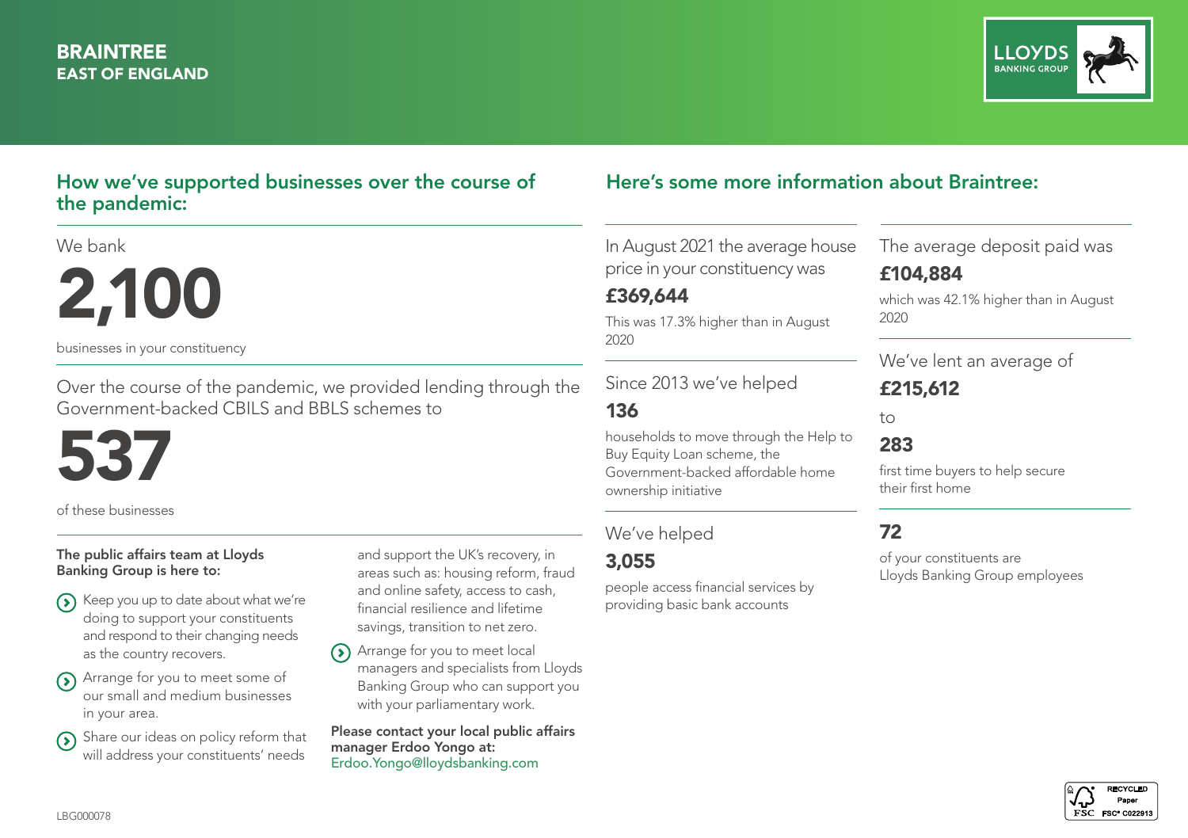# BRAINTREE
## EAST OF ENGLAND

## How we've supported businesses over the course of the pandemic:

We bank

**2,100**

businesses in your constituency

Over the course of the pandemic, we provided lending through the Government-backed CBILS and BBLS schemes to

**537**

of these businesses

**The public affairs team at Lloyds Banking Group is here to:**

- Keep you up to date about what we're doing to support your constituents and respond to their changing needs as the country recovers.
- Arrange for you to meet some of our small and medium businesses in your area.
- Share our ideas on policy reform that will address your constituents' needs and support the UK's recovery, in areas such as: housing reform, fraud and online safety, access to cash, financial resilience and lifetime savings, transition to net zero.
- Arrange for you to meet local managers and specialists from Lloyds Banking Group who can support you with your parliamentary work.

**Please contact your local public affairs manager Erdoo Yongo at:**
Erdoo.Yongo@lloydsbanking.com

## Here's some more information about Braintree:

In August 2021 the average house price in your constituency was

**£369,644**

This was 17.3% higher than in August 2020

Since 2013 we've helped

**136**

households to move through the Help to Buy Equity Loan scheme, the Government-backed affordable home ownership initiative

We've helped

**3,055**

people access financial services by providing basic bank accounts

The average deposit paid was

**£104,884**

which was 42.1% higher than in August 2020

We've lent an average of

**£215,612**

to

**283**

first time buyers to help secure their first home

**72**

of your constituents are Lloyds Banking Group employees

LBG000078